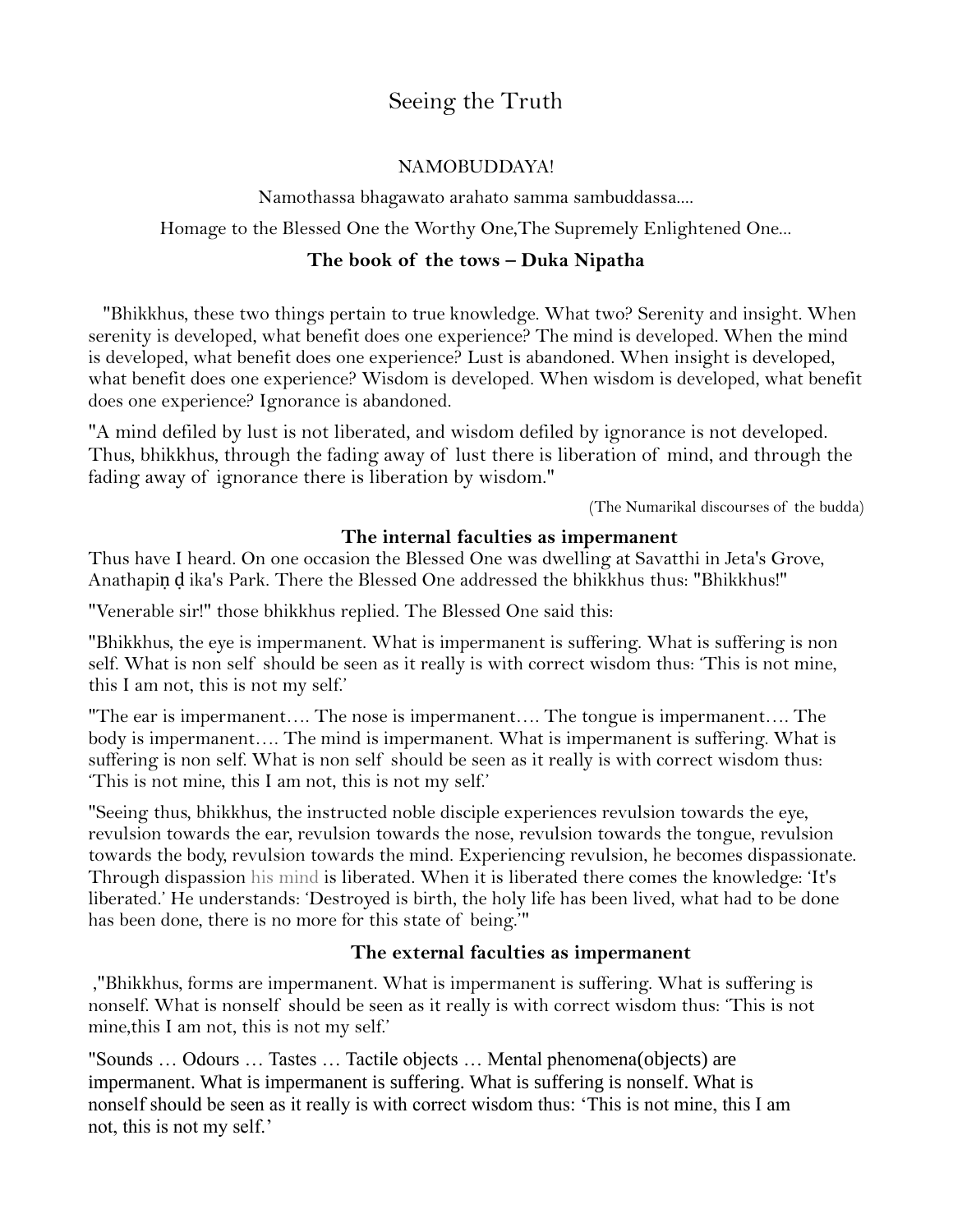# Seeing the Truth

NAMOBUDDAYA!

Namothassa bhagawato arahato samma sambuddassa....

Homage to the Blessed One the Worthy One,The Supremely Enlightened One...

### The book of the tows – Duka Nipatha

"Bhikkhus, these two things pertain to true knowledge. What two? Serenity and insight. When serenity is developed, what benefit does one experience? The mind is developed. When the mind is developed, what benefit does one experience? Lust is abandoned. When insight is developed, what benefit does one experience? Wisdom is developed. When wisdom is developed, what benefit does one experience? Ignorance is abandoned.

"A mind defiled by lust is not liberated, and wisdom defiled by ignorance is not developed. Thus, bhikkhus, through the fading away of lust there is liberation of mind, and through the fading away of ignorance there is liberation by wisdom."

(The Numarikal discourses of the budda)

### The internal faculties as impermanent

Thus have I heard. On one occasion the Blessed One was dwelling at Savatthi in Jeta's Grove, Anathapiṇ ḍ ika's Park. There the Blessed One addressed the bhikkhus thus: "Bhikkhus!"

"Venerable sir!" those bhikkhus replied. The Blessed One said this:

"Bhikkhus, the eye is impermanent. What is impermanent is suffering. What is suffering is non self. What is non self should be seen as it really is with correct wisdom thus: 'This is not mine, this I am not, this is not my self.'

"The ear is impermanent…. The nose is impermanent…. The tongue is impermanent…. The body is impermanent…. The mind is impermanent. What is impermanent is suffering. What is suffering is non self. What is non self should be seen as it really is with correct wisdom thus: 'This is not mine, this I am not, this is not my self.'

"Seeing thus, bhikkhus, the instructed noble disciple experiences revulsion towards the eye, revulsion towards the ear, revulsion towards the nose, revulsion towards the tongue, revulsion towards the body, revulsion towards the mind. Experiencing revulsion, he becomes dispassionate. Through dispassion his mind is liberated. When it is liberated there comes the knowledge: 'It's liberated.' He understands: 'Destroyed is birth, the holy life has been lived, what had to be done has been done, there is no more for this state of being.'"

### The external faculties as impermanent

,"Bhikkhus, forms are impermanent. What is impermanent is suffering. What is suffering is nonself. What is nonself should be seen as it really is with correct wisdom thus: 'This is not mine,this I am not, this is not my self.'

"Sounds … Odours … Tastes … Tactile objects … Mental phenomena(objects) are impermanent. What is impermanent is suffering. What is suffering is nonself. What is nonself should be seen as it really is with correct wisdom thus: 'This is not mine, this I am not, this is not my self.'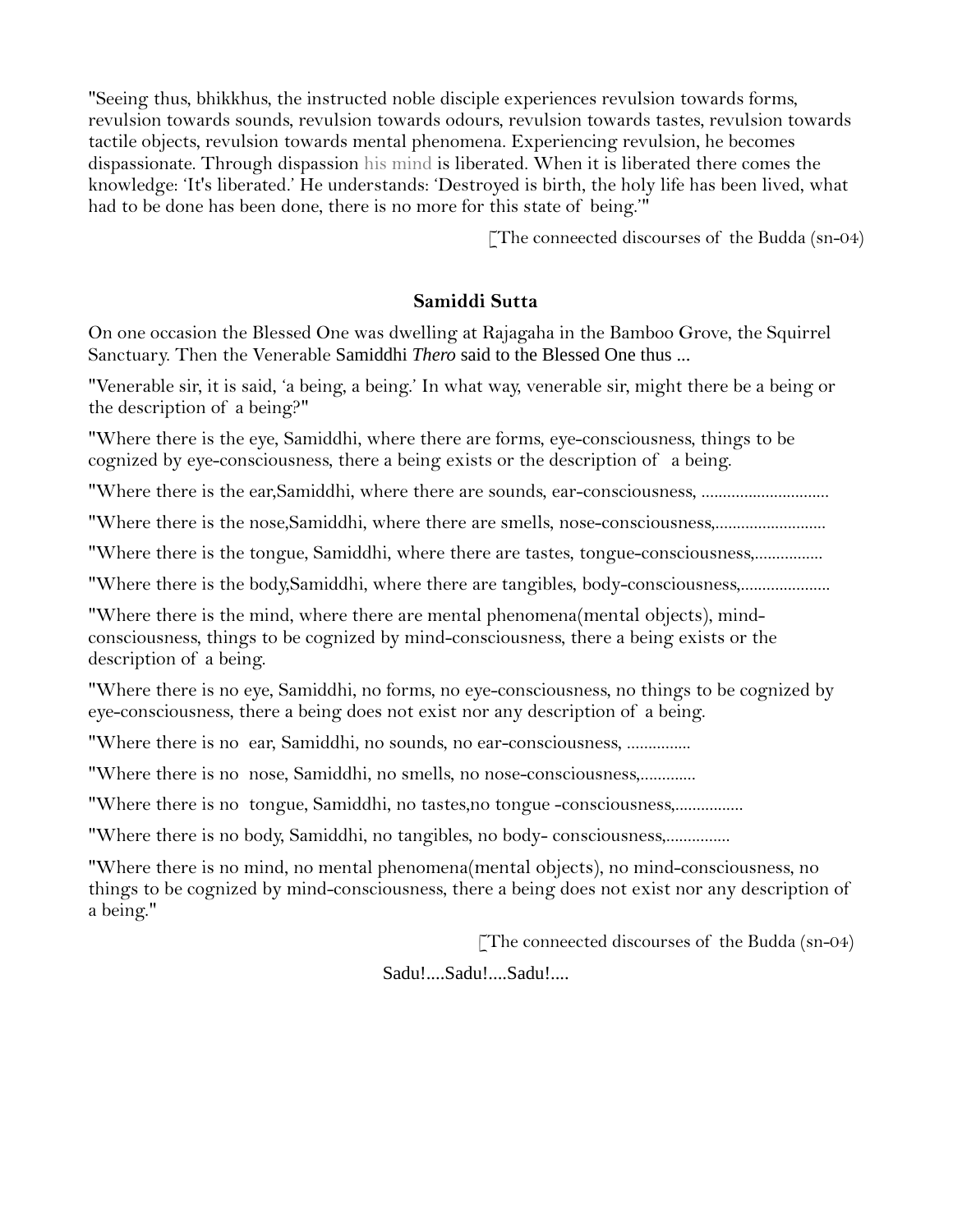"Seeing thus, bhikkhus, the instructed noble disciple experiences revulsion towards forms, revulsion towards sounds, revulsion towards odours, revulsion towards tastes, revulsion towards tactile objects, revulsion towards mental phenomena. Experiencing revulsion, he becomes dispassionate. Through dispassion his mind is liberated. When it is liberated there comes the knowledge: 'It's liberated.' He understands: 'Destroyed is birth, the holy life has been lived, what had to be done has been done, there is no more for this state of being.'"

[The conneected discourses of the Budda (sn-04)

### Samiddi Sutta

On one occasion the Blessed One was dwelling at Rajagaha in the Bamboo Grove, the Squirrel Sanctuary. Then the Venerable Samiddhi *Thero* said to the Blessed One thus ...

"Venerable sir, it is said, 'a being, a being.' In what way, venerable sir, might there be a being or the description of a being?"

"Where there is the eye, Samiddhi, where there are forms, eye-consciousness, things to be cognized by eye-consciousness, there a being exists or the description of a being.

"Where there is the ear,Samiddhi, where there are sounds, ear-consciousness, .............................

"Where there is the nose,Samiddhi, where there are smells, nose-consciousness,..........................

"Where there is the tongue, Samiddhi, where there are tastes, tongue-consciousness,................

"Where there is the body,Samiddhi, where there are tangibles, body-consciousness,.....................

"Where there is the mind, where there are mental phenomena(mental objects), mind-consciousness, things to be cognized by mind-consciousness, there a being exists or the description of a being.

"Where there is no eye, Samiddhi, no forms, no eye-consciousness, no things to be cognized by eye-consciousness, there a being does not exist nor any description of a being.

"Where there is no ear, Samiddhi, no sounds, no ear-consciousness, ...............

"Where there is no nose, Samiddhi, no smells, no nose-consciousness,.............

"Where there is no tongue, Samiddhi, no tastes,no tongue -consciousness,................

"Where there is no body, Samiddhi, no tangibles, no body- consciousness,...............

"Where there is no mind, no mental phenomena(mental objects), no mind-consciousness, no things to be cognized by mind-consciousness, there a being does not exist nor any description of a being."

[The conneected discourses of the Budda (sn-04)

Sadu!....Sadu!....Sadu!....